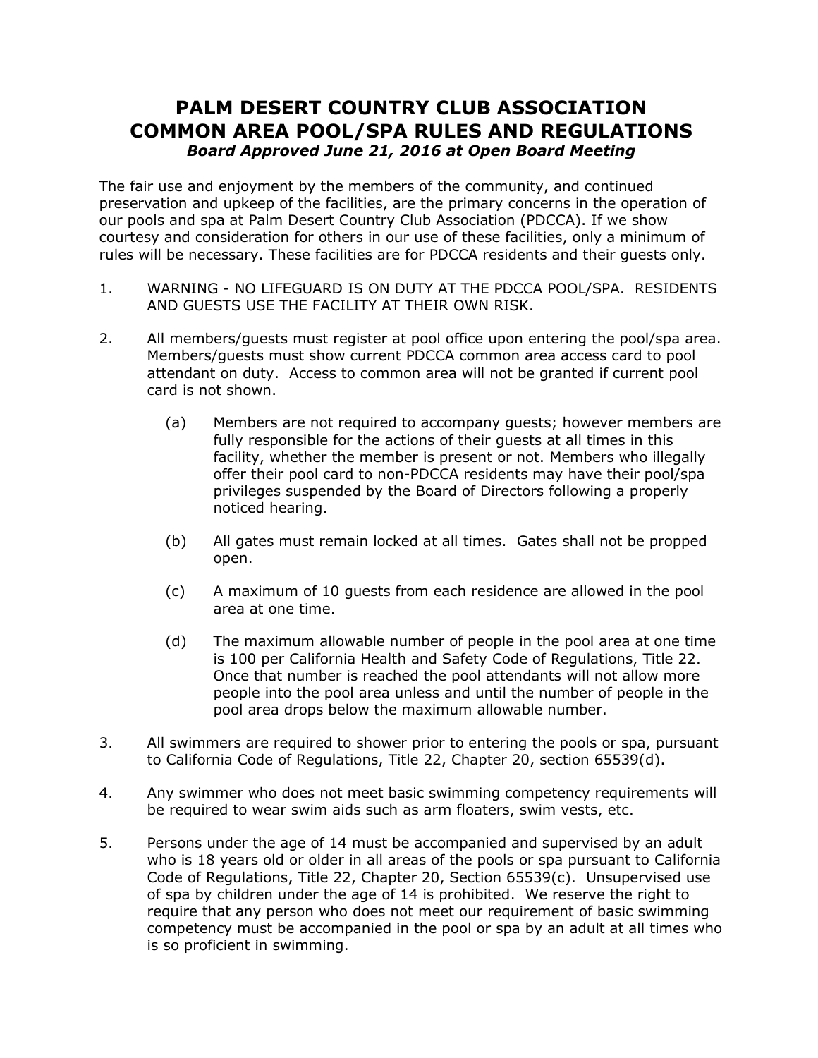# PALM DESERT COUNTRY CLUB ASSOCIATION
# COMMON AREA POOL/SPA RULES AND REGULATIONS

***Board Approved June 21, 2016 at Open Board Meeting***

The fair use and enjoyment by the members of the community, and continued preservation and upkeep of the facilities, are the primary concerns in the operation of our pools and spa at Palm Desert Country Club Association (PDCCA). If we show courtesy and consideration for others in our use of these facilities, only a minimum of rules will be necessary. These facilities are for PDCCA residents and their guests only.

1. WARNING - NO LIFEGUARD IS ON DUTY AT THE PDCCA POOL/SPA. RESIDENTS AND GUESTS USE THE FACILITY AT THEIR OWN RISK.

2. All members/guests must register at pool office upon entering the pool/spa area. Members/guests must show current PDCCA common area access card to pool attendant on duty. Access to common area will not be granted if current pool card is not shown.

   (a) Members are not required to accompany guests; however members are fully responsible for the actions of their guests at all times in this facility, whether the member is present or not. Members who illegally offer their pool card to non-PDCCA residents may have their pool/spa privileges suspended by the Board of Directors following a properly noticed hearing.

   (b) All gates must remain locked at all times. Gates shall not be propped open.

   (c) A maximum of 10 guests from each residence are allowed in the pool area at one time.

   (d) The maximum allowable number of people in the pool area at one time is 100 per California Health and Safety Code of Regulations, Title 22. Once that number is reached the pool attendants will not allow more people into the pool area unless and until the number of people in the pool area drops below the maximum allowable number.

3. All swimmers are required to shower prior to entering the pools or spa, pursuant to California Code of Regulations, Title 22, Chapter 20, section 65539(d).

4. Any swimmer who does not meet basic swimming competency requirements will be required to wear swim aids such as arm floaters, swim vests, etc.

5. Persons under the age of 14 must be accompanied and supervised by an adult who is 18 years old or older in all areas of the pools or spa pursuant to California Code of Regulations, Title 22, Chapter 20, Section 65539(c). Unsupervised use of spa by children under the age of 14 is prohibited. We reserve the right to require that any person who does not meet our requirement of basic swimming competency must be accompanied in the pool or spa by an adult at all times who is so proficient in swimming.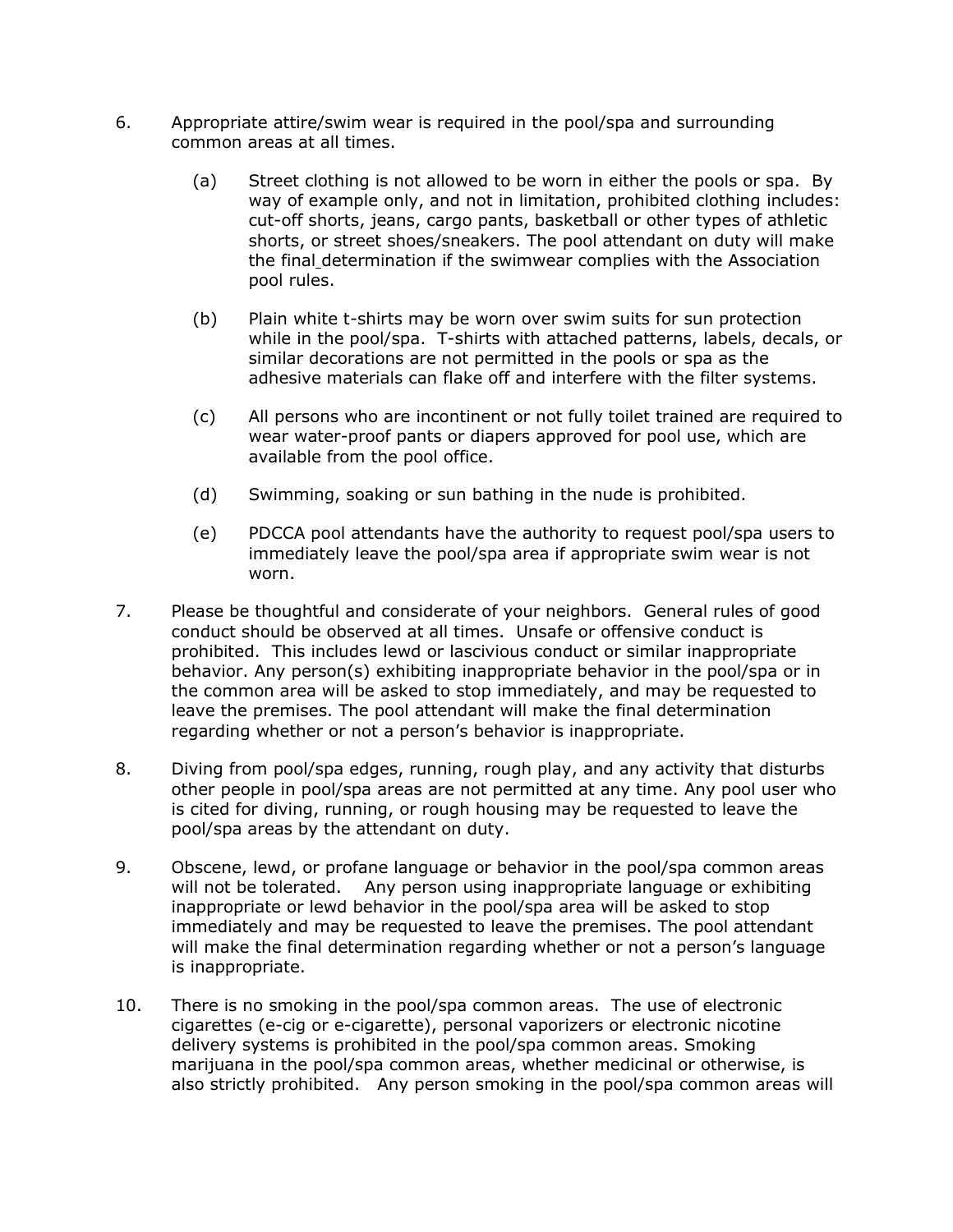6. Appropriate attire/swim wear is required in the pool/spa and surrounding common areas at all times.

   (a) Street clothing is not allowed to be worn in either the pools or spa. By way of example only, and not in limitation, prohibited clothing includes: cut-off shorts, jeans, cargo pants, basketball or other types of athletic shorts, or street shoes/sneakers. The pool attendant on duty will make the final determination if the swimwear complies with the Association pool rules.

   (b) Plain white t-shirts may be worn over swim suits for sun protection while in the pool/spa. T-shirts with attached patterns, labels, decals, or similar decorations are not permitted in the pools or spa as the adhesive materials can flake off and interfere with the filter systems.

   (c) All persons who are incontinent or not fully toilet trained are required to wear water-proof pants or diapers approved for pool use, which are available from the pool office.

   (d) Swimming, soaking or sun bathing in the nude is prohibited.

   (e) PDCCA pool attendants have the authority to request pool/spa users to immediately leave the pool/spa area if appropriate swim wear is not worn.

7. Please be thoughtful and considerate of your neighbors. General rules of good conduct should be observed at all times. Unsafe or offensive conduct is prohibited. This includes lewd or lascivious conduct or similar inappropriate behavior. Any person(s) exhibiting inappropriate behavior in the pool/spa or in the common area will be asked to stop immediately, and may be requested to leave the premises. The pool attendant will make the final determination regarding whether or not a person's behavior is inappropriate.

8. Diving from pool/spa edges, running, rough play, and any activity that disturbs other people in pool/spa areas are not permitted at any time. Any pool user who is cited for diving, running, or rough housing may be requested to leave the pool/spa areas by the attendant on duty.

9. Obscene, lewd, or profane language or behavior in the pool/spa common areas will not be tolerated. Any person using inappropriate language or exhibiting inappropriate or lewd behavior in the pool/spa area will be asked to stop immediately and may be requested to leave the premises. The pool attendant will make the final determination regarding whether or not a person's language is inappropriate.

10. There is no smoking in the pool/spa common areas. The use of electronic cigarettes (e-cig or e-cigarette), personal vaporizers or electronic nicotine delivery systems is prohibited in the pool/spa common areas. Smoking marijuana in the pool/spa common areas, whether medicinal or otherwise, is also strictly prohibited. Any person smoking in the pool/spa common areas will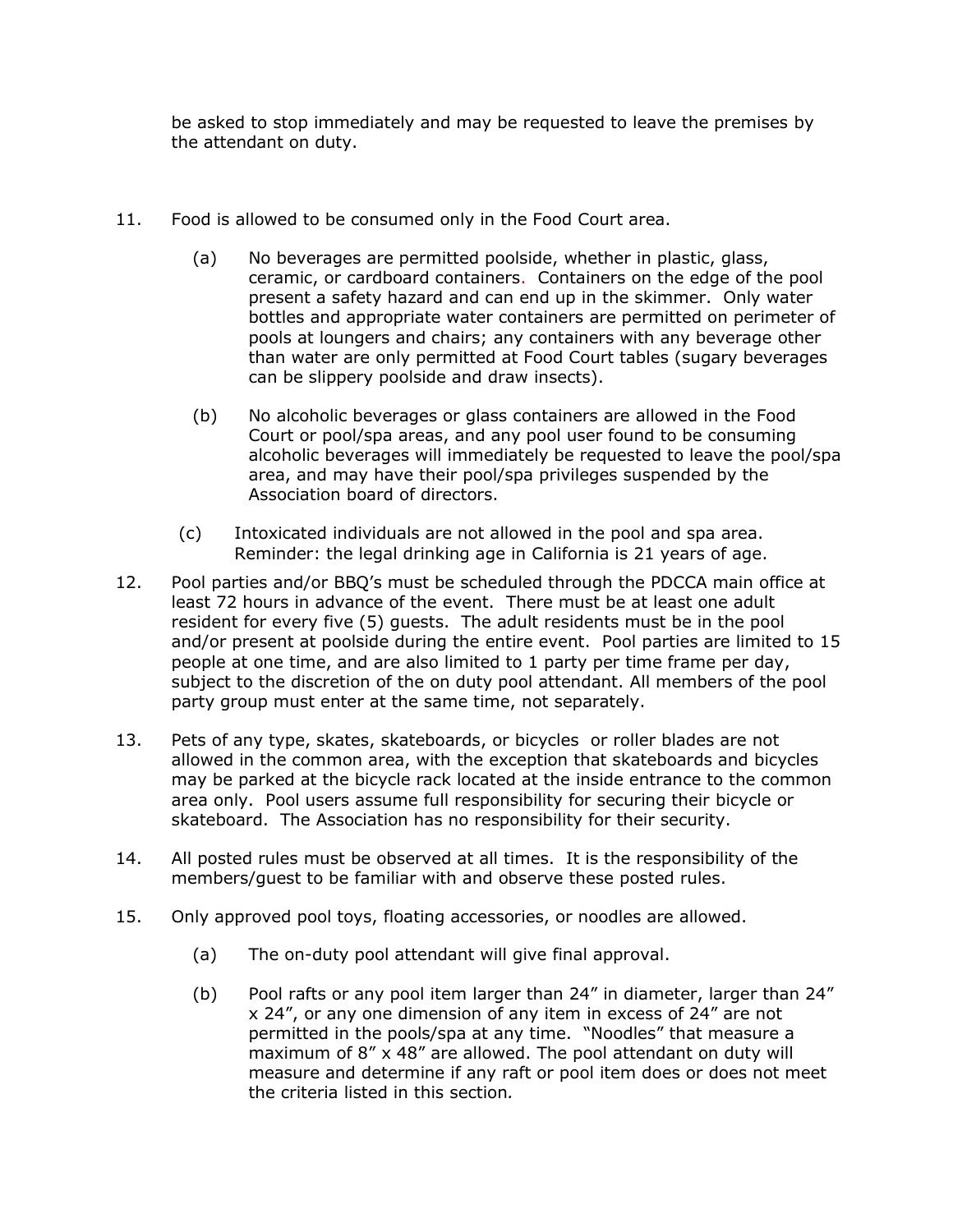be asked to stop immediately and may be requested to leave the premises by the attendant on duty.

11. Food is allowed to be consumed only in the Food Court area.

    (a) No beverages are permitted poolside, whether in plastic, glass, ceramic, or cardboard containers. Containers on the edge of the pool present a safety hazard and can end up in the skimmer. Only water bottles and appropriate water containers are permitted on perimeter of pools at loungers and chairs; any containers with any beverage other than water are only permitted at Food Court tables (sugary beverages can be slippery poolside and draw insects).

    (b) No alcoholic beverages or glass containers are allowed in the Food Court or pool/spa areas, and any pool user found to be consuming alcoholic beverages will immediately be requested to leave the pool/spa area, and may have their pool/spa privileges suspended by the Association board of directors.

    (c) Intoxicated individuals are not allowed in the pool and spa area. Reminder: the legal drinking age in California is 21 years of age.

12. Pool parties and/or BBQ's must be scheduled through the PDCCA main office at least 72 hours in advance of the event. There must be at least one adult resident for every five (5) guests. The adult residents must be in the pool and/or present at poolside during the entire event. Pool parties are limited to 15 people at one time, and are also limited to 1 party per time frame per day, subject to the discretion of the on duty pool attendant. All members of the pool party group must enter at the same time, not separately.

13. Pets of any type, skates, skateboards, or bicycles or roller blades are not allowed in the common area, with the exception that skateboards and bicycles may be parked at the bicycle rack located at the inside entrance to the common area only. Pool users assume full responsibility for securing their bicycle or skateboard. The Association has no responsibility for their security.

14. All posted rules must be observed at all times. It is the responsibility of the members/guest to be familiar with and observe these posted rules.

15. Only approved pool toys, floating accessories, or noodles are allowed.

    (a) The on-duty pool attendant will give final approval.

    (b) Pool rafts or any pool item larger than 24" in diameter, larger than 24" x 24", or any one dimension of any item in excess of 24" are not permitted in the pools/spa at any time. "Noodles" that measure a maximum of 8" x 48" are allowed. The pool attendant on duty will measure and determine if any raft or pool item does or does not meet the criteria listed in this section.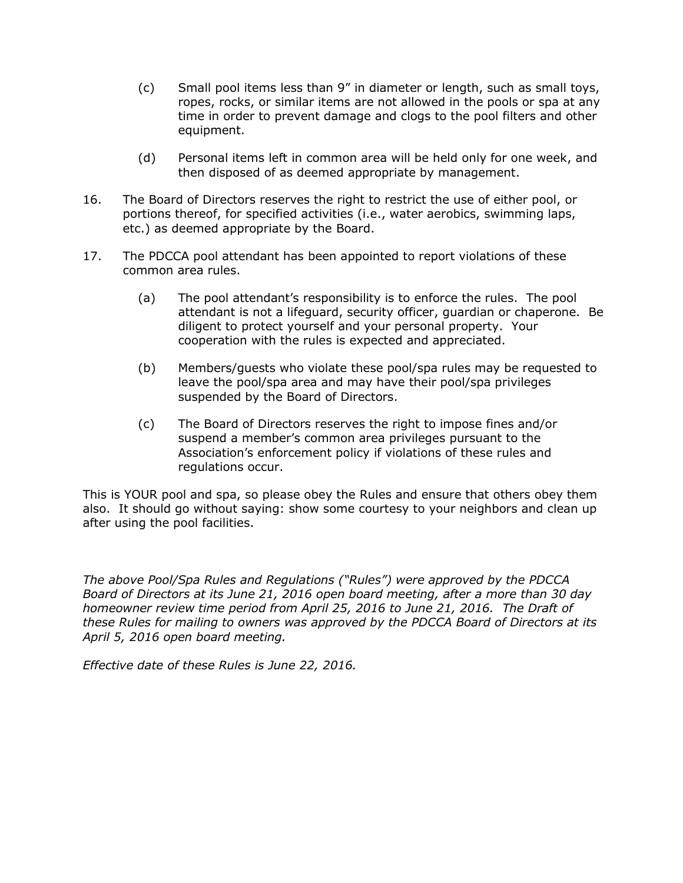(c) Small pool items less than 9" in diameter or length, such as small toys, ropes, rocks, or similar items are not allowed in the pools or spa at any time in order to prevent damage and clogs to the pool filters and other equipment.

(d) Personal items left in common area will be held only for one week, and then disposed of as deemed appropriate by management.

16. The Board of Directors reserves the right to restrict the use of either pool, or portions thereof, for specified activities (i.e., water aerobics, swimming laps, etc.) as deemed appropriate by the Board.

17. The PDCCA pool attendant has been appointed to report violations of these common area rules.

    (a) The pool attendant's responsibility is to enforce the rules. The pool attendant is not a lifeguard, security officer, guardian or chaperone. Be diligent to protect yourself and your personal property. Your cooperation with the rules is expected and appreciated.

    (b) Members/guests who violate these pool/spa rules may be requested to leave the pool/spa area and may have their pool/spa privileges suspended by the Board of Directors.

    (c) The Board of Directors reserves the right to impose fines and/or suspend a member's common area privileges pursuant to the Association's enforcement policy if violations of these rules and regulations occur.

This is YOUR pool and spa, so please obey the Rules and ensure that others obey them also. It should go without saying: show some courtesy to your neighbors and clean up after using the pool facilities.

*The above Pool/Spa Rules and Regulations ("Rules") were approved by the PDCCA Board of Directors at its June 21, 2016 open board meeting, after a more than 30 day homeowner review time period from April 25, 2016 to June 21, 2016. The Draft of these Rules for mailing to owners was approved by the PDCCA Board of Directors at its April 5, 2016 open board meeting.*

*Effective date of these Rules is June 22, 2016.*